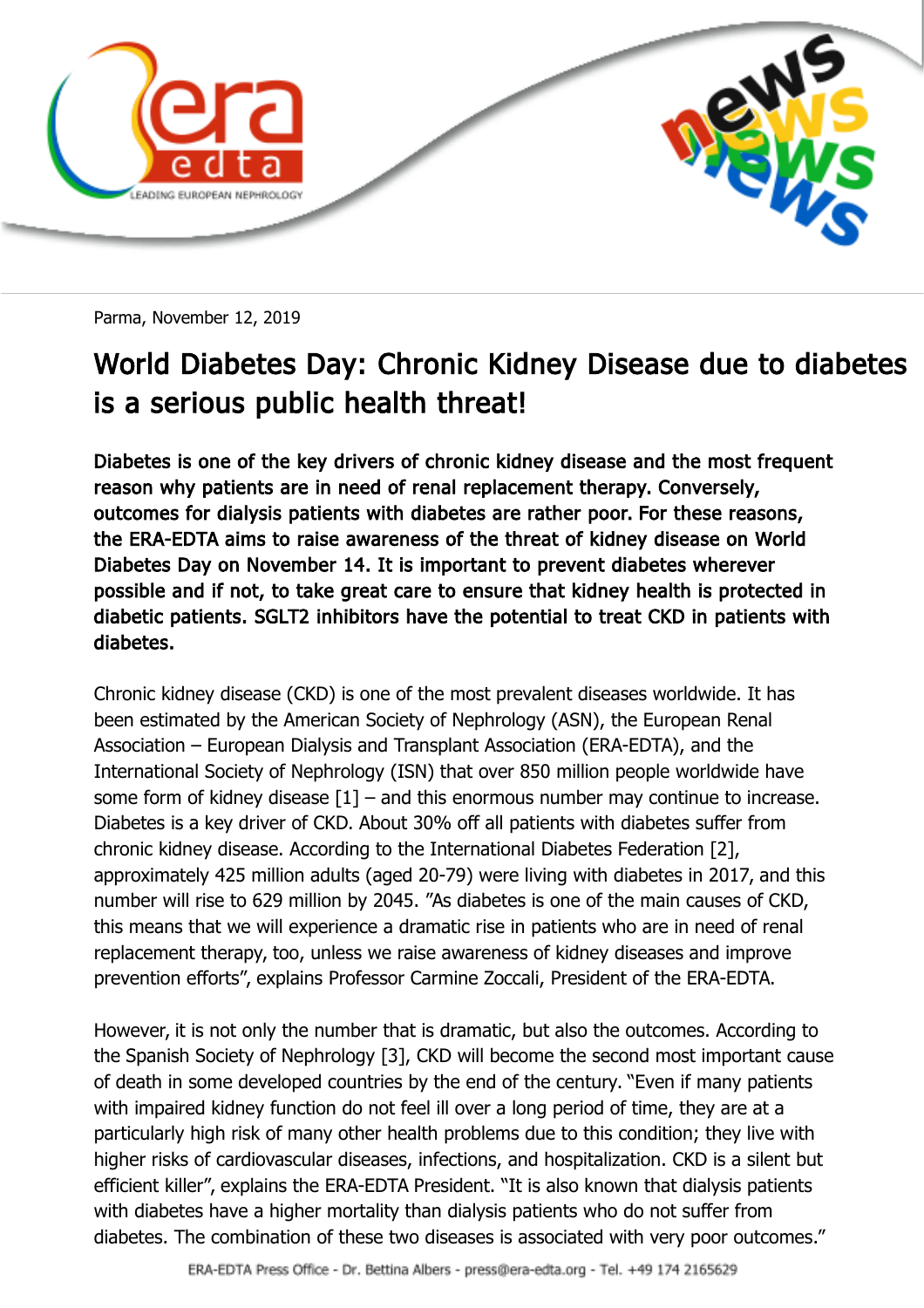Parma, November 12, 2019

# World Diabetes Day: Chronic Kidney Disease due to diabetes is a serious public health threat!

**Diabetes is one of the key drivers of chronic kidney disease and the most frequent reason why patients are in need of renal replacement therapy. Conversely, outcomes for dialysis patients with diabetes are rather poor. For these reasons, the ERA-EDTA aims to raise awareness of the threat of kidney disease on World Diabetes Day on November 14. It is important to prevent diabetes wherever possible and if not, to take great care to ensure that kidney health is protected in diabetic patients. SGLT2 inhibitors have the potential to treat CKD in patients with diabetes.**

Chronic kidney disease (CKD) is one of the most prevalent diseases worldwide. It has been estimated by the American Society of Nephrology (ASN), the European Renal Association – European Dialysis and Transplant Association (ERA-EDTA), and the International Society of Nephrology (ISN) that over 850 million people worldwide have some form of kidney disease [1] – and this enormous number may continue to increase. Diabetes is a key driver of CKD. About 30% off all patients with diabetes suffer from chronic kidney disease. According to the International Diabetes Federation [2], approximately 425 million adults (aged 20-79) were living with diabetes in 2017, and this number will rise to 629 million by 2045. "As diabetes is one of the main causes of CKD, this means that we will experience a dramatic rise in patients who are in need of renal replacement therapy, too, unless we raise awareness of kidney diseases and improve prevention efforts", explains Professor Carmine Zoccali, President of the ERA-EDTA.

However, it is not only the number that is dramatic, but also the outcomes. According to the Spanish Society of Nephrology [3], CKD will become the second most important cause of death in some developed countries by the end of the century. "Even if many patients with impaired kidney function do not feel ill over a long period of time, they are at a particularly high risk of many other health problems due to this condition; they live with higher risks of cardiovascular diseases, infections, and hospitalization. CKD is a silent but efficient killer", explains the ERA-EDTA President. "It is also known that dialysis patients with diabetes have a higher mortality than dialysis patients who do not suffer from diabetes. The combination of these two diseases is associated with very poor outcomes."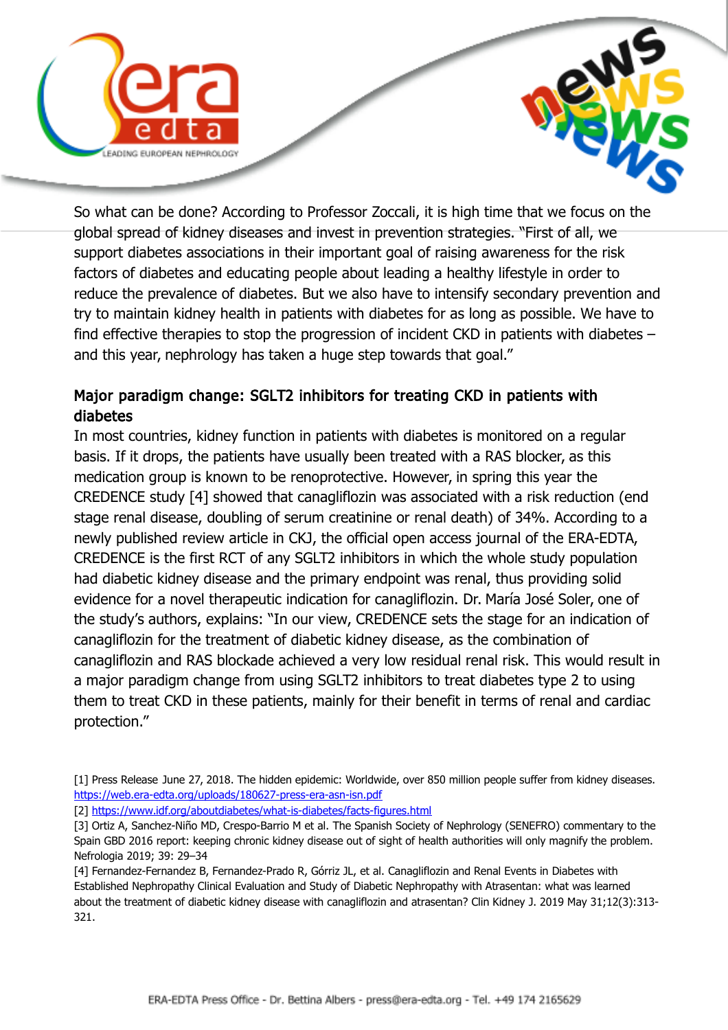So what can be done? According to Professor Zoccali, it is high time that we focus on the global spread of kidney diseases and invest in prevention strategies. "First of all, we support diabetes associations in their important goal of raising awareness for the risk factors of diabetes and educating people about leading a healthy lifestyle in order to reduce the prevalence of diabetes. But we also have to intensify secondary prevention and try to maintain kidney health in patients with diabetes for as long as possible. We have to find effective therapies to stop the progression of incident CKD in patients with diabetes – and this year, nephrology has taken a huge step towards that goal."

## Major paradigm change: SGLT2 inhibitors for treating CKD in patients with diabetes

In most countries, kidney function in patients with diabetes is monitored on a regular basis. If it drops, the patients have usually been treated with a RAS blocker, as this medication group is known to be renoprotective. However, in spring this year the CREDENCE study [4] showed that canagliflozin was associated with a risk reduction (end stage renal disease, doubling of serum creatinine or renal death) of 34%. According to a newly published review article in CKJ, the official open access journal of the ERA-EDTA, CREDENCE is the first RCT of any SGLT2 inhibitors in which the whole study population had diabetic kidney disease and the primary endpoint was renal, thus providing solid evidence for a novel therapeutic indication for canagliflozin. Dr. María José Soler, one of the study's authors, explains: "In our view, CREDENCE sets the stage for an indication of canagliflozin for the treatment of diabetic kidney disease, as the combination of canagliflozin and RAS blockade achieved a very low residual renal risk. This would result in a major paradigm change from using SGLT2 inhibitors to treat diabetes type 2 to using them to treat CKD in these patients, mainly for their benefit in terms of renal and cardiac protection."

[1] Press Release June 27, 2018. The hidden epidemic: Worldwide, over 850 million people suffer from kidney diseases. https://web.era-edta.org/uploads/180627-press-era-asn-isn.pdf

[2] https://www.idf.org/aboutdiabetes/what-is-diabetes/facts-figures.html

[3] Ortiz A, Sanchez-Niño MD, Crespo-Barrio M et al. The Spanish Society of Nephrology (SENEFRO) commentary to the Spain GBD 2016 report: keeping chronic kidney disease out of sight of health authorities will only magnify the problem. Nefrologia 2019; 39: 29–34

[4] Fernandez-Fernandez B, Fernandez-Prado R, Górriz JL, et al. Canagliflozin and Renal Events in Diabetes with Established Nephropathy Clinical Evaluation and Study of Diabetic Nephropathy with Atrasentan: what was learned about the treatment of diabetic kidney disease with canagliflozin and atrasentan? Clin Kidney J. 2019 May 31;12(3):313-321.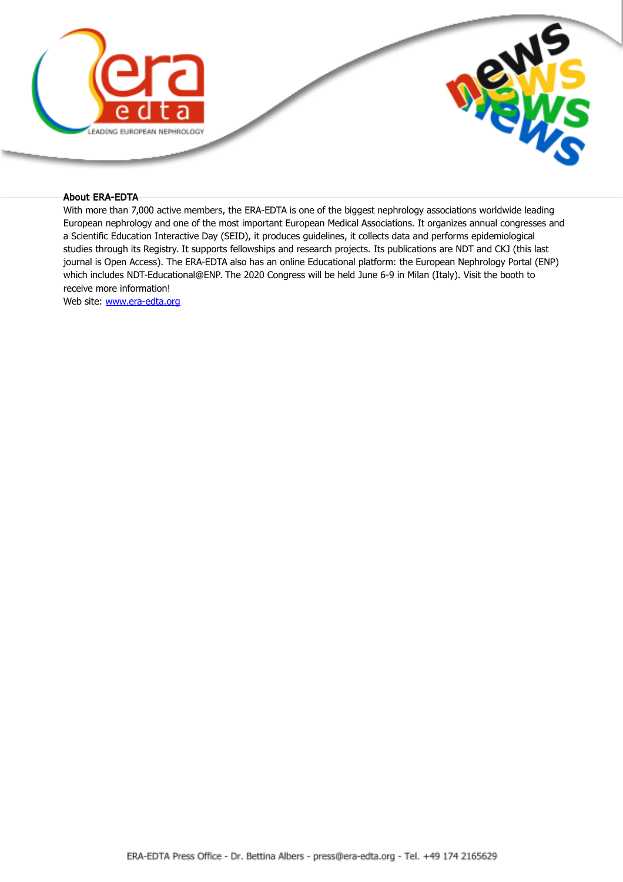**About ERA-EDTA**

With more than 7,000 active members, the ERA-EDTA is one of the biggest nephrology associations worldwide leading European nephrology and one of the most important European Medical Associations. It organizes annual congresses and a Scientific Education Interactive Day (SEID), it produces guidelines, it collects data and performs epidemiological studies through its Registry. It supports fellowships and research projects. Its publications are NDT and CKJ (this last journal is Open Access). The ERA-EDTA also has an online Educational platform: the European Nephrology Portal (ENP) which includes NDT-Educational@ENP. The 2020 Congress will be held June 6-9 in Milan (Italy). Visit the booth to receive more information!

Web site: [www.era-edta.org](http://www.era-edta.org)